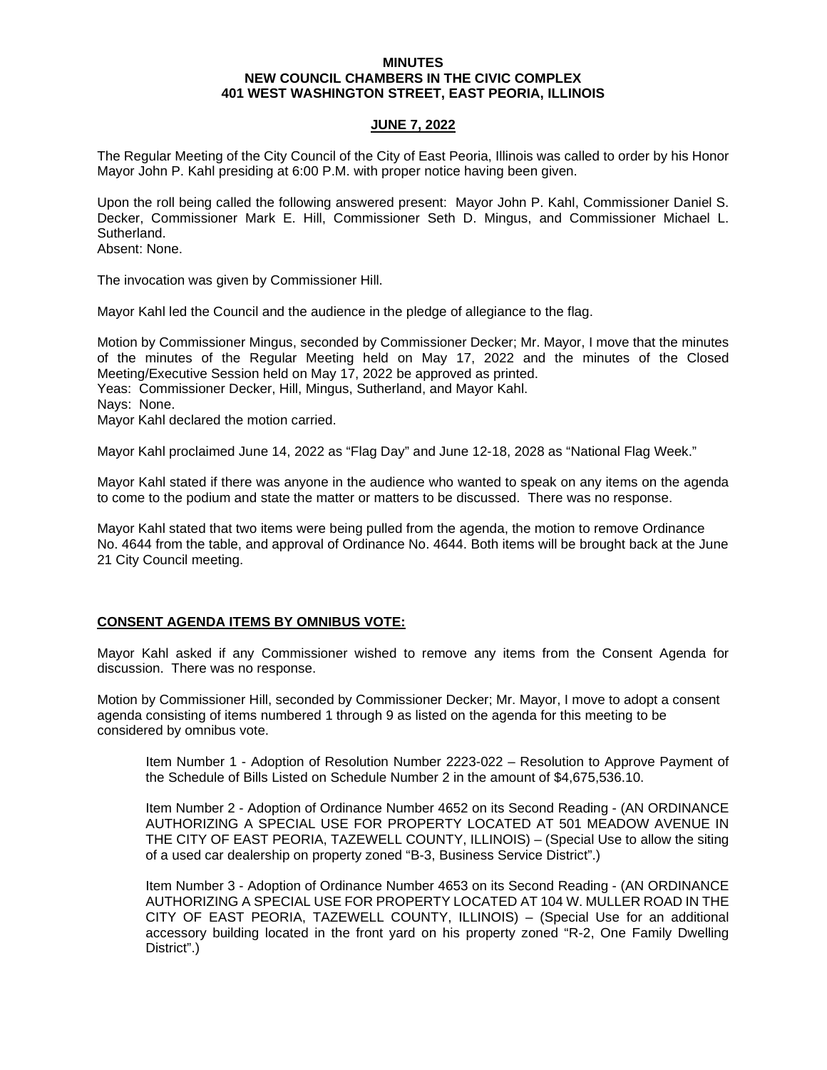**MINUTES**
**NEW COUNCIL CHAMBERS IN THE CIVIC COMPLEX**
**401 WEST WASHINGTON STREET, EAST PEORIA, ILLINOIS**

**JUNE 7, 2022**

The Regular Meeting of the City Council of the City of East Peoria, Illinois was called to order by his Honor Mayor John P. Kahl presiding at 6:00 P.M. with proper notice having been given.

Upon the roll being called the following answered present: Mayor John P. Kahl, Commissioner Daniel S. Decker, Commissioner Mark E. Hill, Commissioner Seth D. Mingus, and Commissioner Michael L. Sutherland.
Absent: None.

The invocation was given by Commissioner Hill.

Mayor Kahl led the Council and the audience in the pledge of allegiance to the flag.

Motion by Commissioner Mingus, seconded by Commissioner Decker; Mr. Mayor, I move that the minutes of the minutes of the Regular Meeting held on May 17, 2022 and the minutes of the Closed Meeting/Executive Session held on May 17, 2022 be approved as printed.
Yeas: Commissioner Decker, Hill, Mingus, Sutherland, and Mayor Kahl.
Nays: None.
Mayor Kahl declared the motion carried.

Mayor Kahl proclaimed June 14, 2022 as "Flag Day" and June 12-18, 2028 as "National Flag Week."

Mayor Kahl stated if there was anyone in the audience who wanted to speak on any items on the agenda to come to the podium and state the matter or matters to be discussed. There was no response.

Mayor Kahl stated that two items were being pulled from the agenda, the motion to remove Ordinance No. 4644 from the table, and approval of Ordinance No. 4644. Both items will be brought back at the June 21 City Council meeting.

**CONSENT AGENDA ITEMS BY OMNIBUS VOTE:**

Mayor Kahl asked if any Commissioner wished to remove any items from the Consent Agenda for discussion. There was no response.

Motion by Commissioner Hill, seconded by Commissioner Decker; Mr. Mayor, I move to adopt a consent agenda consisting of items numbered 1 through 9 as listed on the agenda for this meeting to be considered by omnibus vote.

Item Number 1 - Adoption of Resolution Number 2223-022 – Resolution to Approve Payment of the Schedule of Bills Listed on Schedule Number 2 in the amount of $4,675,536.10.

Item Number 2 - Adoption of Ordinance Number 4652 on its Second Reading - (AN ORDINANCE AUTHORIZING A SPECIAL USE FOR PROPERTY LOCATED AT 501 MEADOW AVENUE IN THE CITY OF EAST PEORIA, TAZEWELL COUNTY, ILLINOIS) – (Special Use to allow the siting of a used car dealership on property zoned "B-3, Business Service District".)

Item Number 3 - Adoption of Ordinance Number 4653 on its Second Reading - (AN ORDINANCE AUTHORIZING A SPECIAL USE FOR PROPERTY LOCATED AT 104 W. MULLER ROAD IN THE CITY OF EAST PEORIA, TAZEWELL COUNTY, ILLINOIS) – (Special Use for an additional accessory building located in the front yard on his property zoned "R-2, One Family Dwelling District".)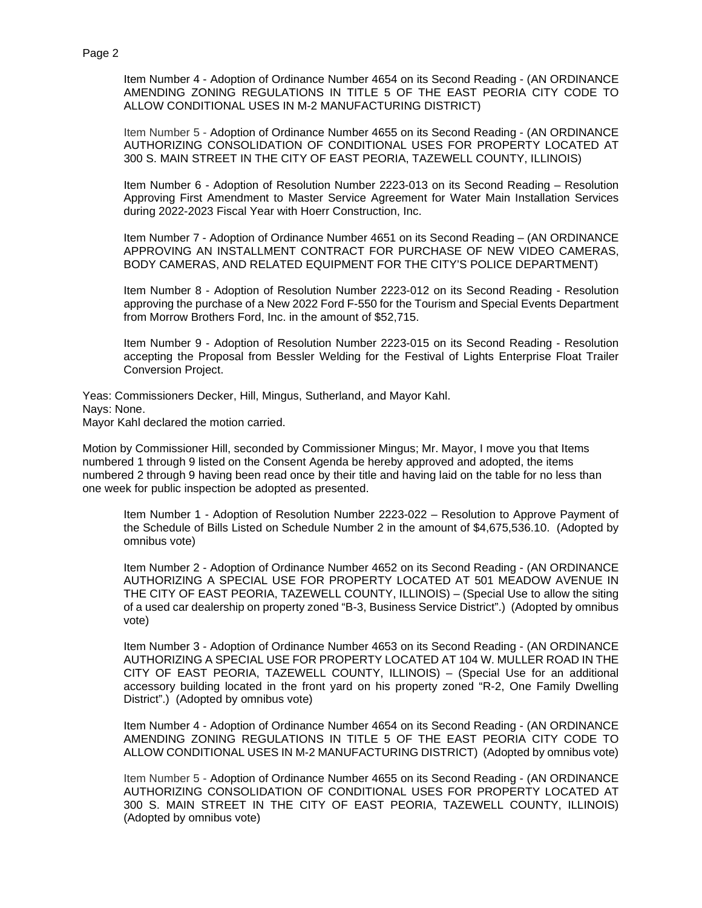Item Number 4 - Adoption of Ordinance Number 4654 on its Second Reading - (AN ORDINANCE AMENDING ZONING REGULATIONS IN TITLE 5 OF THE EAST PEORIA CITY CODE TO ALLOW CONDITIONAL USES IN M-2 MANUFACTURING DISTRICT)

Item Number 5 - Adoption of Ordinance Number 4655 on its Second Reading - (AN ORDINANCE AUTHORIZING CONSOLIDATION OF CONDITIONAL USES FOR PROPERTY LOCATED AT 300 S. MAIN STREET IN THE CITY OF EAST PEORIA, TAZEWELL COUNTY, ILLINOIS)

Item Number 6 - Adoption of Resolution Number 2223-013 on its Second Reading – Resolution Approving First Amendment to Master Service Agreement for Water Main Installation Services during 2022-2023 Fiscal Year with Hoerr Construction, Inc.

Item Number 7 - Adoption of Ordinance Number 4651 on its Second Reading – (AN ORDINANCE APPROVING AN INSTALLMENT CONTRACT FOR PURCHASE OF NEW VIDEO CAMERAS, BODY CAMERAS, AND RELATED EQUIPMENT FOR THE CITY'S POLICE DEPARTMENT)

Item Number 8 - Adoption of Resolution Number 2223-012 on its Second Reading - Resolution approving the purchase of a New 2022 Ford F-550 for the Tourism and Special Events Department from Morrow Brothers Ford, Inc. in the amount of $52,715.

Item Number 9 - Adoption of Resolution Number 2223-015 on its Second Reading - Resolution accepting the Proposal from Bessler Welding for the Festival of Lights Enterprise Float Trailer Conversion Project.

Yeas: Commissioners Decker, Hill, Mingus, Sutherland, and Mayor Kahl.
Nays: None.
Mayor Kahl declared the motion carried.

Motion by Commissioner Hill, seconded by Commissioner Mingus; Mr. Mayor, I move you that Items numbered 1 through 9 listed on the Consent Agenda be hereby approved and adopted, the items numbered 2 through 9 having been read once by their title and having laid on the table for no less than one week for public inspection be adopted as presented.

Item Number 1 - Adoption of Resolution Number 2223-022 – Resolution to Approve Payment of the Schedule of Bills Listed on Schedule Number 2 in the amount of $4,675,536.10. (Adopted by omnibus vote)

Item Number 2 - Adoption of Ordinance Number 4652 on its Second Reading - (AN ORDINANCE AUTHORIZING A SPECIAL USE FOR PROPERTY LOCATED AT 501 MEADOW AVENUE IN THE CITY OF EAST PEORIA, TAZEWELL COUNTY, ILLINOIS) – (Special Use to allow the siting of a used car dealership on property zoned "B-3, Business Service District".) (Adopted by omnibus vote)

Item Number 3 - Adoption of Ordinance Number 4653 on its Second Reading - (AN ORDINANCE AUTHORIZING A SPECIAL USE FOR PROPERTY LOCATED AT 104 W. MULLER ROAD IN THE CITY OF EAST PEORIA, TAZEWELL COUNTY, ILLINOIS) – (Special Use for an additional accessory building located in the front yard on his property zoned "R-2, One Family Dwelling District".) (Adopted by omnibus vote)

Item Number 4 - Adoption of Ordinance Number 4654 on its Second Reading - (AN ORDINANCE AMENDING ZONING REGULATIONS IN TITLE 5 OF THE EAST PEORIA CITY CODE TO ALLOW CONDITIONAL USES IN M-2 MANUFACTURING DISTRICT) (Adopted by omnibus vote)

Item Number 5 - Adoption of Ordinance Number 4655 on its Second Reading - (AN ORDINANCE AUTHORIZING CONSOLIDATION OF CONDITIONAL USES FOR PROPERTY LOCATED AT 300 S. MAIN STREET IN THE CITY OF EAST PEORIA, TAZEWELL COUNTY, ILLINOIS) (Adopted by omnibus vote)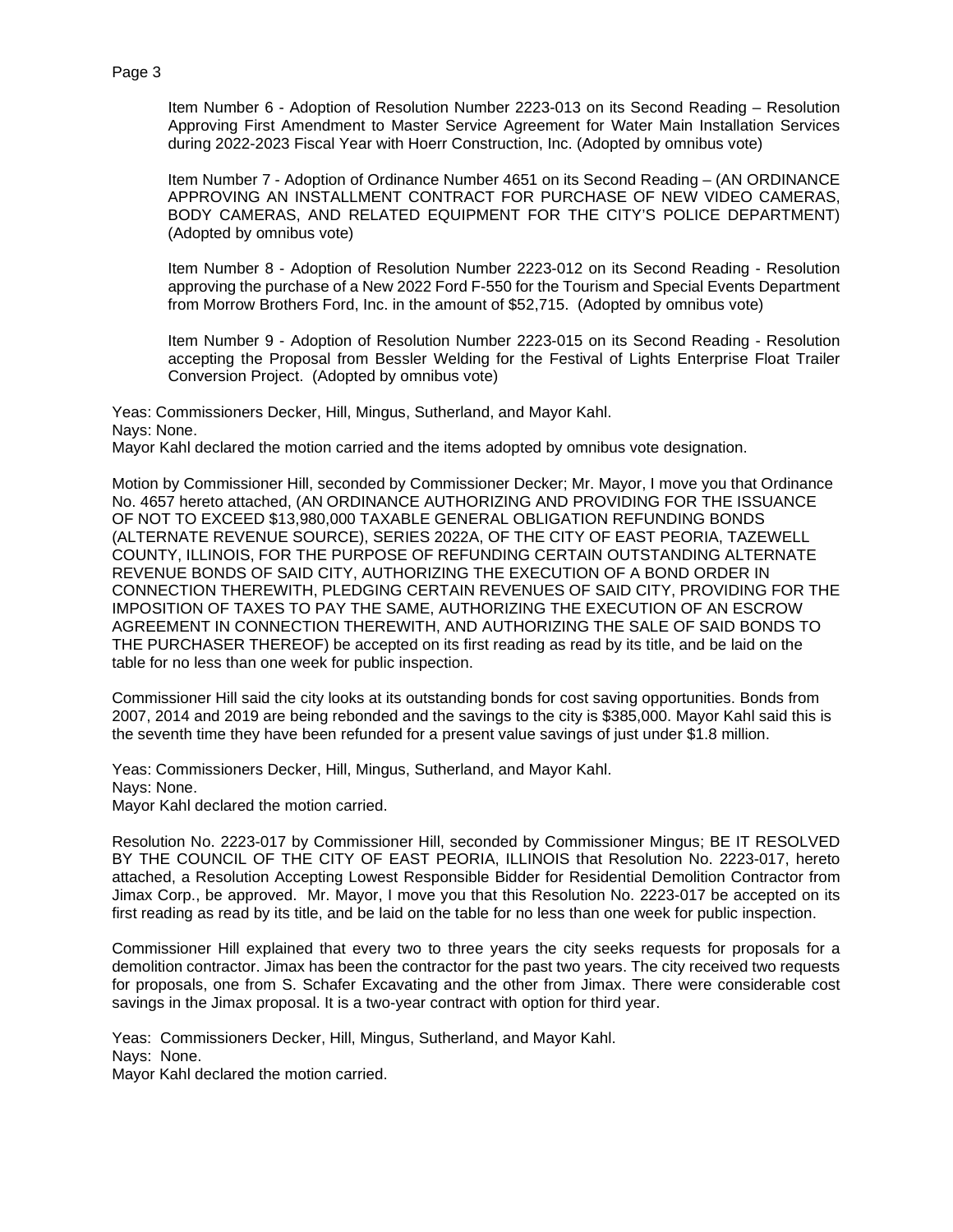Item Number 6 - Adoption of Resolution Number 2223-013 on its Second Reading – Resolution Approving First Amendment to Master Service Agreement for Water Main Installation Services during 2022-2023 Fiscal Year with Hoerr Construction, Inc. (Adopted by omnibus vote)

Item Number 7 - Adoption of Ordinance Number 4651 on its Second Reading – (AN ORDINANCE APPROVING AN INSTALLMENT CONTRACT FOR PURCHASE OF NEW VIDEO CAMERAS, BODY CAMERAS, AND RELATED EQUIPMENT FOR THE CITY'S POLICE DEPARTMENT) (Adopted by omnibus vote)

Item Number 8 - Adoption of Resolution Number 2223-012 on its Second Reading - Resolution approving the purchase of a New 2022 Ford F-550 for the Tourism and Special Events Department from Morrow Brothers Ford, Inc. in the amount of $52,715. (Adopted by omnibus vote)

Item Number 9 - Adoption of Resolution Number 2223-015 on its Second Reading - Resolution accepting the Proposal from Bessler Welding for the Festival of Lights Enterprise Float Trailer Conversion Project. (Adopted by omnibus vote)

Yeas: Commissioners Decker, Hill, Mingus, Sutherland, and Mayor Kahl.
Nays: None.
Mayor Kahl declared the motion carried and the items adopted by omnibus vote designation.

Motion by Commissioner Hill, seconded by Commissioner Decker; Mr. Mayor, I move you that Ordinance No. 4657 hereto attached, (AN ORDINANCE AUTHORIZING AND PROVIDING FOR THE ISSUANCE OF NOT TO EXCEED $13,980,000 TAXABLE GENERAL OBLIGATION REFUNDING BONDS (ALTERNATE REVENUE SOURCE), SERIES 2022A, OF THE CITY OF EAST PEORIA, TAZEWELL COUNTY, ILLINOIS, FOR THE PURPOSE OF REFUNDING CERTAIN OUTSTANDING ALTERNATE REVENUE BONDS OF SAID CITY, AUTHORIZING THE EXECUTION OF A BOND ORDER IN CONNECTION THEREWITH, PLEDGING CERTAIN REVENUES OF SAID CITY, PROVIDING FOR THE IMPOSITION OF TAXES TO PAY THE SAME, AUTHORIZING THE EXECUTION OF AN ESCROW AGREEMENT IN CONNECTION THEREWITH, AND AUTHORIZING THE SALE OF SAID BONDS TO THE PURCHASER THEREOF) be accepted on its first reading as read by its title, and be laid on the table for no less than one week for public inspection.

Commissioner Hill said the city looks at its outstanding bonds for cost saving opportunities. Bonds from 2007, 2014 and 2019 are being rebonded and the savings to the city is $385,000. Mayor Kahl said this is the seventh time they have been refunded for a present value savings of just under $1.8 million.

Yeas: Commissioners Decker, Hill, Mingus, Sutherland, and Mayor Kahl.
Nays: None.
Mayor Kahl declared the motion carried.

Resolution No. 2223-017 by Commissioner Hill, seconded by Commissioner Mingus; BE IT RESOLVED BY THE COUNCIL OF THE CITY OF EAST PEORIA, ILLINOIS that Resolution No. 2223-017, hereto attached, a Resolution Accepting Lowest Responsible Bidder for Residential Demolition Contractor from Jimax Corp., be approved. Mr. Mayor, I move you that this Resolution No. 2223-017 be accepted on its first reading as read by its title, and be laid on the table for no less than one week for public inspection.

Commissioner Hill explained that every two to three years the city seeks requests for proposals for a demolition contractor. Jimax has been the contractor for the past two years. The city received two requests for proposals, one from S. Schafer Excavating and the other from Jimax. There were considerable cost savings in the Jimax proposal. It is a two-year contract with option for third year.

Yeas: Commissioners Decker, Hill, Mingus, Sutherland, and Mayor Kahl.
Nays: None.
Mayor Kahl declared the motion carried.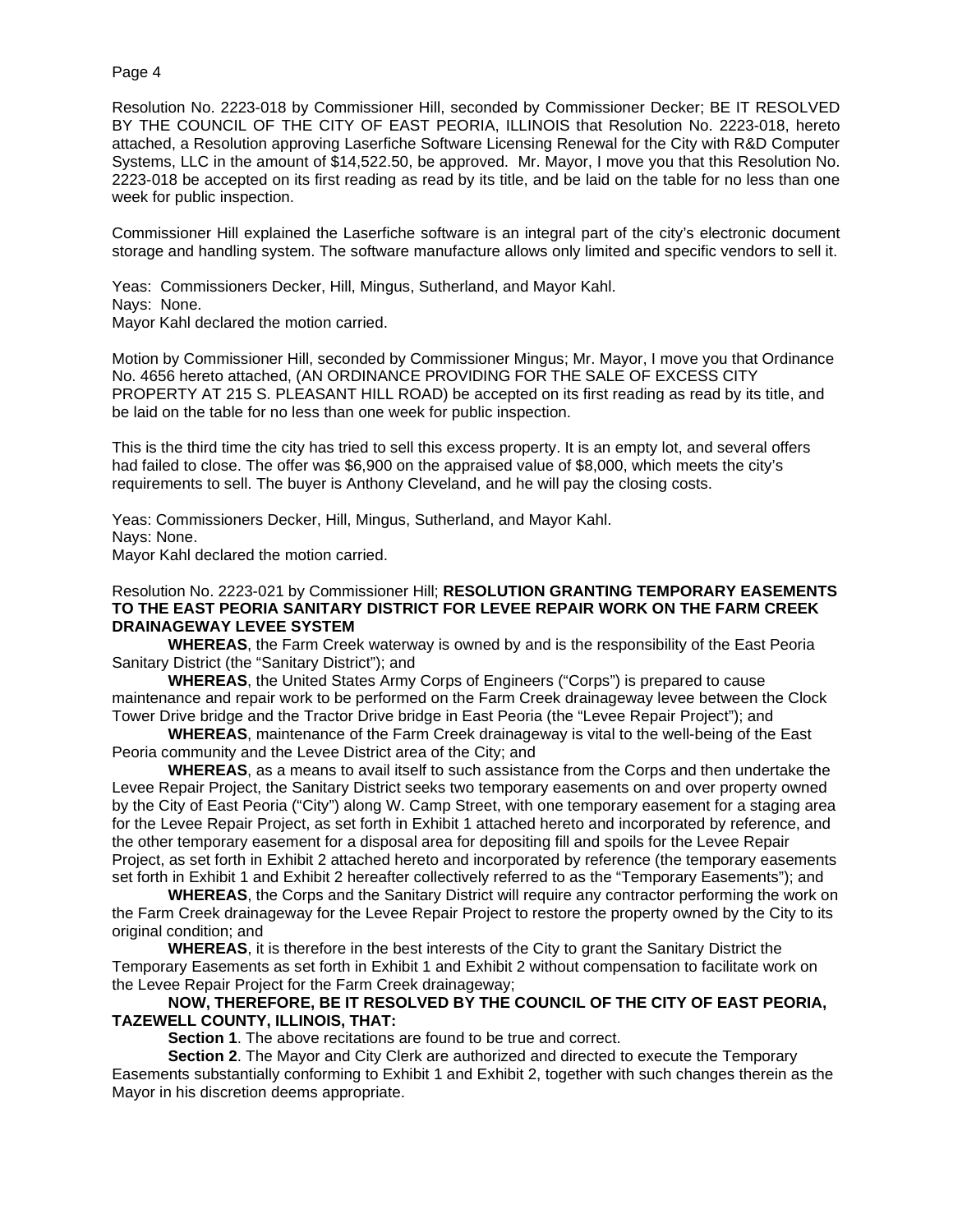Resolution No. 2223-018 by Commissioner Hill, seconded by Commissioner Decker; BE IT RESOLVED BY THE COUNCIL OF THE CITY OF EAST PEORIA, ILLINOIS that Resolution No. 2223-018, hereto attached, a Resolution approving Laserfiche Software Licensing Renewal for the City with R&D Computer Systems, LLC in the amount of $14,522.50, be approved. Mr. Mayor, I move you that this Resolution No. 2223-018 be accepted on its first reading as read by its title, and be laid on the table for no less than one week for public inspection.

Commissioner Hill explained the Laserfiche software is an integral part of the city's electronic document storage and handling system. The software manufacture allows only limited and specific vendors to sell it.

Yeas: Commissioners Decker, Hill, Mingus, Sutherland, and Mayor Kahl.
Nays: None.
Mayor Kahl declared the motion carried.

Motion by Commissioner Hill, seconded by Commissioner Mingus; Mr. Mayor, I move you that Ordinance No. 4656 hereto attached, (AN ORDINANCE PROVIDING FOR THE SALE OF EXCESS CITY PROPERTY AT 215 S. PLEASANT HILL ROAD) be accepted on its first reading as read by its title, and be laid on the table for no less than one week for public inspection.

This is the third time the city has tried to sell this excess property. It is an empty lot, and several offers had failed to close. The offer was $6,900 on the appraised value of $8,000, which meets the city's requirements to sell. The buyer is Anthony Cleveland, and he will pay the closing costs.

Yeas: Commissioners Decker, Hill, Mingus, Sutherland, and Mayor Kahl.
Nays: None.
Mayor Kahl declared the motion carried.

Resolution No. 2223-021 by Commissioner Hill; **RESOLUTION GRANTING TEMPORARY EASEMENTS TO THE EAST PEORIA SANITARY DISTRICT FOR LEVEE REPAIR WORK ON THE FARM CREEK DRAINAGEWAY LEVEE SYSTEM**

**WHEREAS**, the Farm Creek waterway is owned by and is the responsibility of the East Peoria Sanitary District (the "Sanitary District"); and

**WHEREAS**, the United States Army Corps of Engineers ("Corps") is prepared to cause maintenance and repair work to be performed on the Farm Creek drainageway levee between the Clock Tower Drive bridge and the Tractor Drive bridge in East Peoria (the "Levee Repair Project"); and

**WHEREAS**, maintenance of the Farm Creek drainageway is vital to the well-being of the East Peoria community and the Levee District area of the City; and

**WHEREAS**, as a means to avail itself to such assistance from the Corps and then undertake the Levee Repair Project, the Sanitary District seeks two temporary easements on and over property owned by the City of East Peoria ("City") along W. Camp Street, with one temporary easement for a staging area for the Levee Repair Project, as set forth in Exhibit 1 attached hereto and incorporated by reference, and the other temporary easement for a disposal area for depositing fill and spoils for the Levee Repair Project, as set forth in Exhibit 2 attached hereto and incorporated by reference (the temporary easements set forth in Exhibit 1 and Exhibit 2 hereafter collectively referred to as the "Temporary Easements"); and

**WHEREAS**, the Corps and the Sanitary District will require any contractor performing the work on the Farm Creek drainageway for the Levee Repair Project to restore the property owned by the City to its original condition; and

**WHEREAS**, it is therefore in the best interests of the City to grant the Sanitary District the Temporary Easements as set forth in Exhibit 1 and Exhibit 2 without compensation to facilitate work on the Levee Repair Project for the Farm Creek drainageway;

**NOW, THEREFORE, BE IT RESOLVED BY THE COUNCIL OF THE CITY OF EAST PEORIA, TAZEWELL COUNTY, ILLINOIS, THAT:**

**Section 1**. The above recitations are found to be true and correct.

**Section 2**. The Mayor and City Clerk are authorized and directed to execute the Temporary Easements substantially conforming to Exhibit 1 and Exhibit 2, together with such changes therein as the Mayor in his discretion deems appropriate.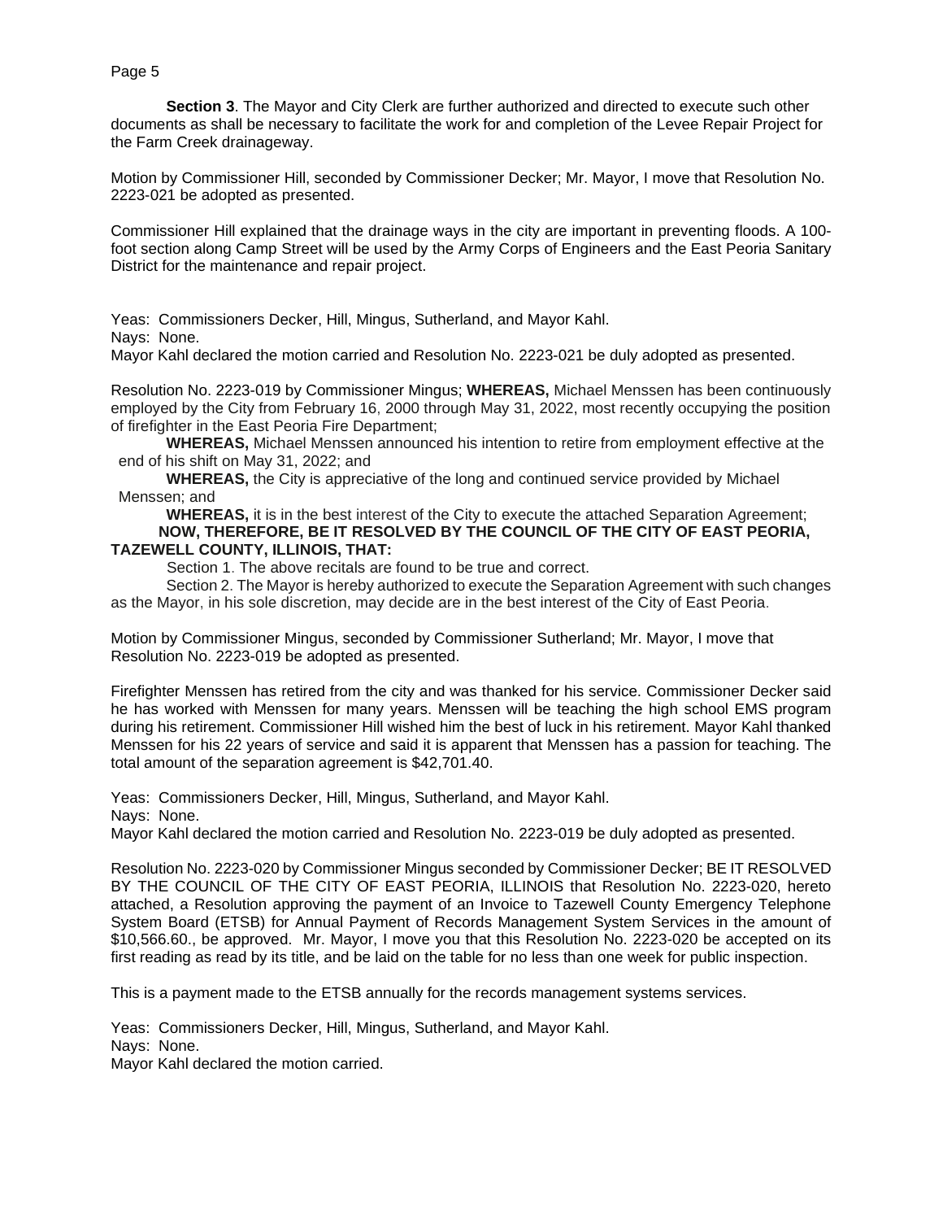**Section 3**. The Mayor and City Clerk are further authorized and directed to execute such other documents as shall be necessary to facilitate the work for and completion of the Levee Repair Project for the Farm Creek drainageway.

Motion by Commissioner Hill, seconded by Commissioner Decker; Mr. Mayor, I move that Resolution No. 2223-021 be adopted as presented.

Commissioner Hill explained that the drainage ways in the city are important in preventing floods. A 100-foot section along Camp Street will be used by the Army Corps of Engineers and the East Peoria Sanitary District for the maintenance and repair project.

Yeas: Commissioners Decker, Hill, Mingus, Sutherland, and Mayor Kahl.
Nays: None.
Mayor Kahl declared the motion carried and Resolution No. 2223-021 be duly adopted as presented.

Resolution No. 2223-019 by Commissioner Mingus; **WHEREAS,** Michael Menssen has been continuously employed by the City from February 16, 2000 through May 31, 2022, most recently occupying the position of firefighter in the East Peoria Fire Department;

**WHEREAS,** Michael Menssen announced his intention to retire from employment effective at the end of his shift on May 31, 2022; and

**WHEREAS,** the City is appreciative of the long and continued service provided by Michael Menssen; and

**WHEREAS,** it is in the best interest of the City to execute the attached Separation Agreement;

**NOW, THEREFORE, BE IT RESOLVED BY THE COUNCIL OF THE CITY OF EAST PEORIA, TAZEWELL COUNTY, ILLINOIS, THAT:**

Section 1. The above recitals are found to be true and correct.

Section 2. The Mayor is hereby authorized to execute the Separation Agreement with such changes as the Mayor, in his sole discretion, may decide are in the best interest of the City of East Peoria.

Motion by Commissioner Mingus, seconded by Commissioner Sutherland; Mr. Mayor, I move that Resolution No. 2223-019 be adopted as presented.

Firefighter Menssen has retired from the city and was thanked for his service. Commissioner Decker said he has worked with Menssen for many years. Menssen will be teaching the high school EMS program during his retirement. Commissioner Hill wished him the best of luck in his retirement. Mayor Kahl thanked Menssen for his 22 years of service and said it is apparent that Menssen has a passion for teaching. The total amount of the separation agreement is $42,701.40.

Yeas: Commissioners Decker, Hill, Mingus, Sutherland, and Mayor Kahl.
Nays: None.
Mayor Kahl declared the motion carried and Resolution No. 2223-019 be duly adopted as presented.

Resolution No. 2223-020 by Commissioner Mingus seconded by Commissioner Decker; BE IT RESOLVED BY THE COUNCIL OF THE CITY OF EAST PEORIA, ILLINOIS that Resolution No. 2223-020, hereto attached, a Resolution approving the payment of an Invoice to Tazewell County Emergency Telephone System Board (ETSB) for Annual Payment of Records Management System Services in the amount of $10,566.60., be approved. Mr. Mayor, I move you that this Resolution No. 2223-020 be accepted on its first reading as read by its title, and be laid on the table for no less than one week for public inspection.

This is a payment made to the ETSB annually for the records management systems services.

Yeas: Commissioners Decker, Hill, Mingus, Sutherland, and Mayor Kahl.
Nays: None.
Mayor Kahl declared the motion carried.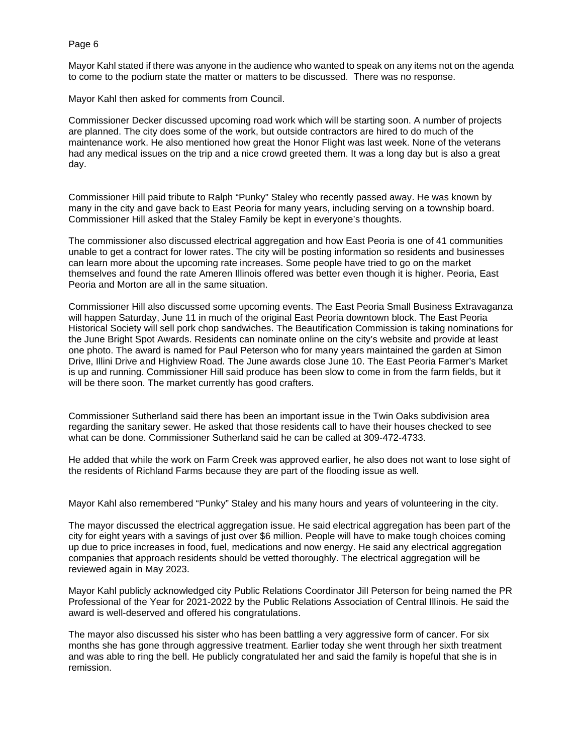Mayor Kahl stated if there was anyone in the audience who wanted to speak on any items not on the agenda to come to the podium state the matter or matters to be discussed. There was no response.

Mayor Kahl then asked for comments from Council.

Commissioner Decker discussed upcoming road work which will be starting soon. A number of projects are planned. The city does some of the work, but outside contractors are hired to do much of the maintenance work. He also mentioned how great the Honor Flight was last week. None of the veterans had any medical issues on the trip and a nice crowd greeted them. It was a long day but is also a great day.

Commissioner Hill paid tribute to Ralph "Punky" Staley who recently passed away. He was known by many in the city and gave back to East Peoria for many years, including serving on a township board. Commissioner Hill asked that the Staley Family be kept in everyone's thoughts.

The commissioner also discussed electrical aggregation and how East Peoria is one of 41 communities unable to get a contract for lower rates. The city will be posting information so residents and businesses can learn more about the upcoming rate increases. Some people have tried to go on the market themselves and found the rate Ameren Illinois offered was better even though it is higher. Peoria, East Peoria and Morton are all in the same situation.

Commissioner Hill also discussed some upcoming events. The East Peoria Small Business Extravaganza will happen Saturday, June 11 in much of the original East Peoria downtown block. The East Peoria Historical Society will sell pork chop sandwiches. The Beautification Commission is taking nominations for the June Bright Spot Awards. Residents can nominate online on the city's website and provide at least one photo. The award is named for Paul Peterson who for many years maintained the garden at Simon Drive, Illini Drive and Highview Road. The June awards close June 10. The East Peoria Farmer's Market is up and running. Commissioner Hill said produce has been slow to come in from the farm fields, but it will be there soon. The market currently has good crafters.

Commissioner Sutherland said there has been an important issue in the Twin Oaks subdivision area regarding the sanitary sewer. He asked that those residents call to have their houses checked to see what can be done. Commissioner Sutherland said he can be called at 309-472-4733.

He added that while the work on Farm Creek was approved earlier, he also does not want to lose sight of the residents of Richland Farms because they are part of the flooding issue as well.

Mayor Kahl also remembered "Punky" Staley and his many hours and years of volunteering in the city.

The mayor discussed the electrical aggregation issue. He said electrical aggregation has been part of the city for eight years with a savings of just over $6 million. People will have to make tough choices coming up due to price increases in food, fuel, medications and now energy. He said any electrical aggregation companies that approach residents should be vetted thoroughly. The electrical aggregation will be reviewed again in May 2023.

Mayor Kahl publicly acknowledged city Public Relations Coordinator Jill Peterson for being named the PR Professional of the Year for 2021-2022 by the Public Relations Association of Central Illinois. He said the award is well-deserved and offered his congratulations.

The mayor also discussed his sister who has been battling a very aggressive form of cancer. For six months she has gone through aggressive treatment. Earlier today she went through her sixth treatment and was able to ring the bell. He publicly congratulated her and said the family is hopeful that she is in remission.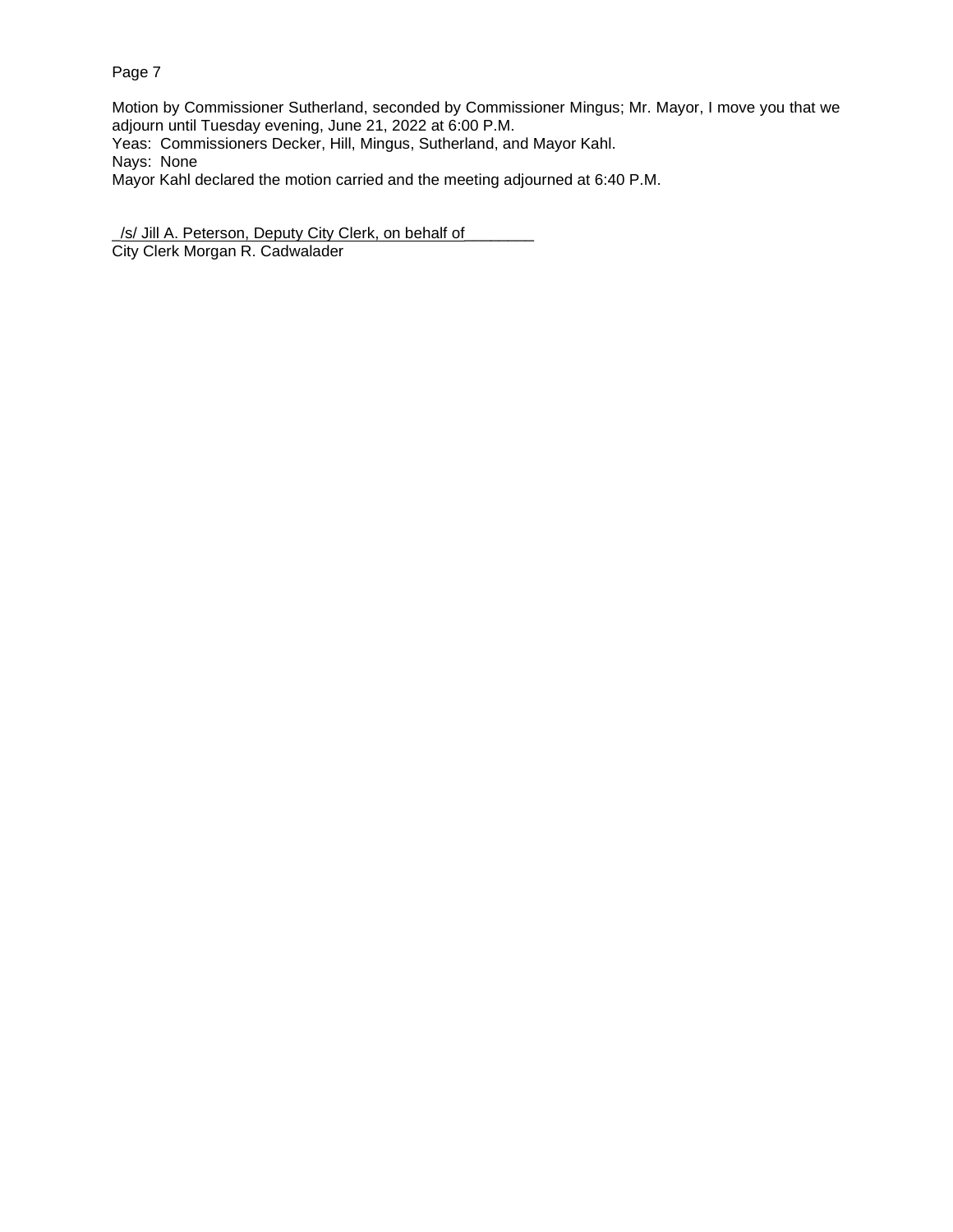Motion by Commissioner Sutherland, seconded by Commissioner Mingus; Mr. Mayor, I move you that we adjourn until Tuesday evening, June 21, 2022 at 6:00 P.M.
Yeas: Commissioners Decker, Hill, Mingus, Sutherland, and Mayor Kahl.
Nays: None
Mayor Kahl declared the motion carried and the meeting adjourned at 6:40 P.M.

_/s/ Jill A. Peterson, Deputy City Clerk, on behalf of________
City Clerk Morgan R. Cadwalader